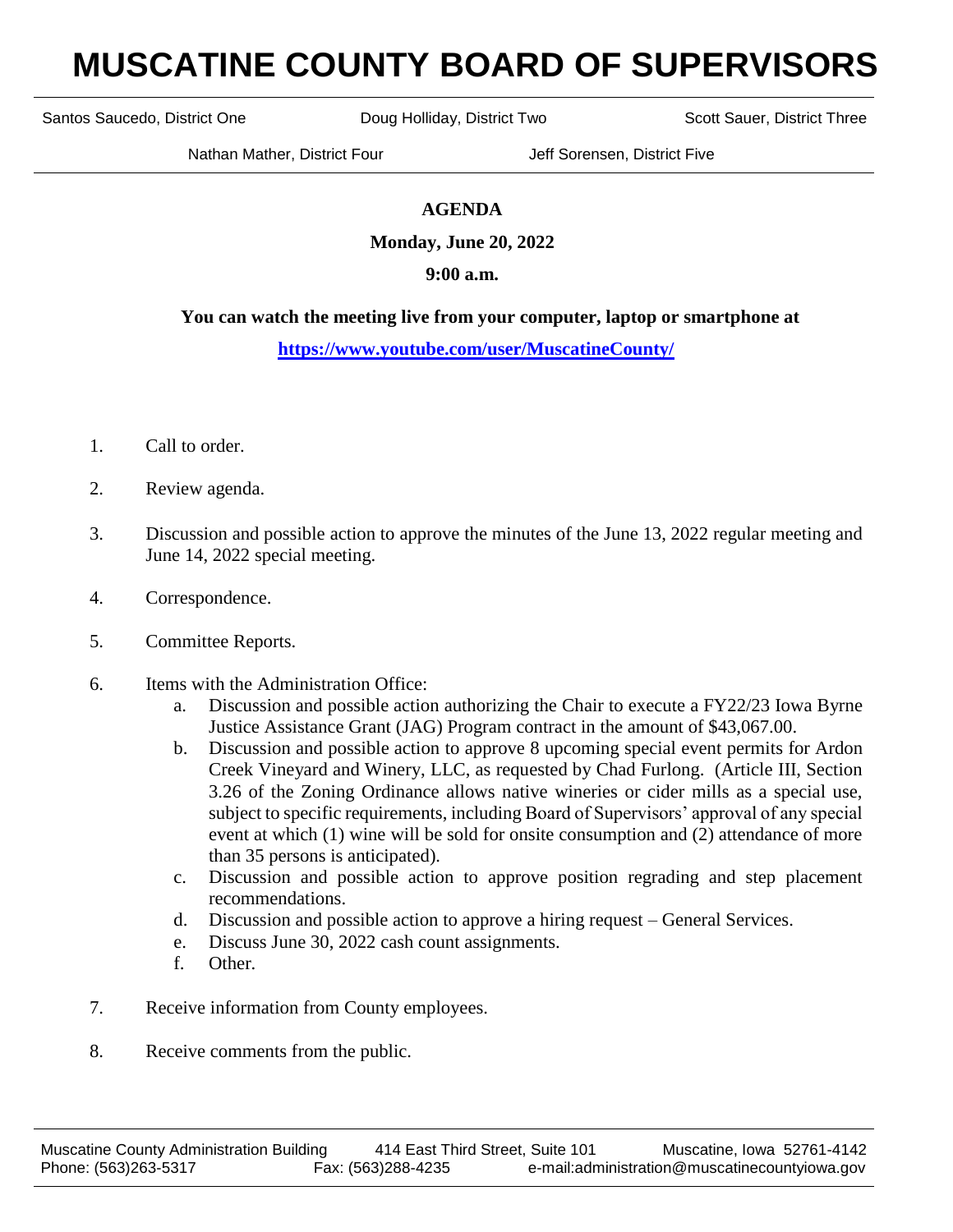# MUSCATINE COUNTY BOARD OF SUPERVISORS

Santos Saucedo, District One | Doug Holliday, District Two | Scott Sauer, District Three

Nathan Mather, District Four | Jeff Sorensen, District Five

**AGENDA**

**Monday, June 20, 2022**

**9:00 a.m.**

**You can watch the meeting live from your computer, laptop or smartphone at**

**https://www.youtube.com/user/MuscatineCounty/**

1. Call to order.
2. Review agenda.
3. Discussion and possible action to approve the minutes of the June 13, 2022 regular meeting and June 14, 2022 special meeting.
4. Correspondence.
5. Committee Reports.
6. Items with the Administration Office:
   a. Discussion and possible action authorizing the Chair to execute a FY22/23 Iowa Byrne Justice Assistance Grant (JAG) Program contract in the amount of $43,067.00.
   b. Discussion and possible action to approve 8 upcoming special event permits for Ardon Creek Vineyard and Winery, LLC, as requested by Chad Furlong. (Article III, Section 3.26 of the Zoning Ordinance allows native wineries or cider mills as a special use, subject to specific requirements, including Board of Supervisors' approval of any special event at which (1) wine will be sold for onsite consumption and (2) attendance of more than 35 persons is anticipated).
   c. Discussion and possible action to approve position regrading and step placement recommendations.
   d. Discussion and possible action to approve a hiring request – General Services.
   e. Discuss June 30, 2022 cash count assignments.
   f. Other.
7. Receive information from County employees.
8. Receive comments from the public.

Muscatine County Administration Building | 414 East Third Street, Suite 101 | Muscatine, Iowa 52761-4142
Phone: (563)263-5317 | Fax: (563)288-4235 | e-mail:administration@muscatinecountyiowa.gov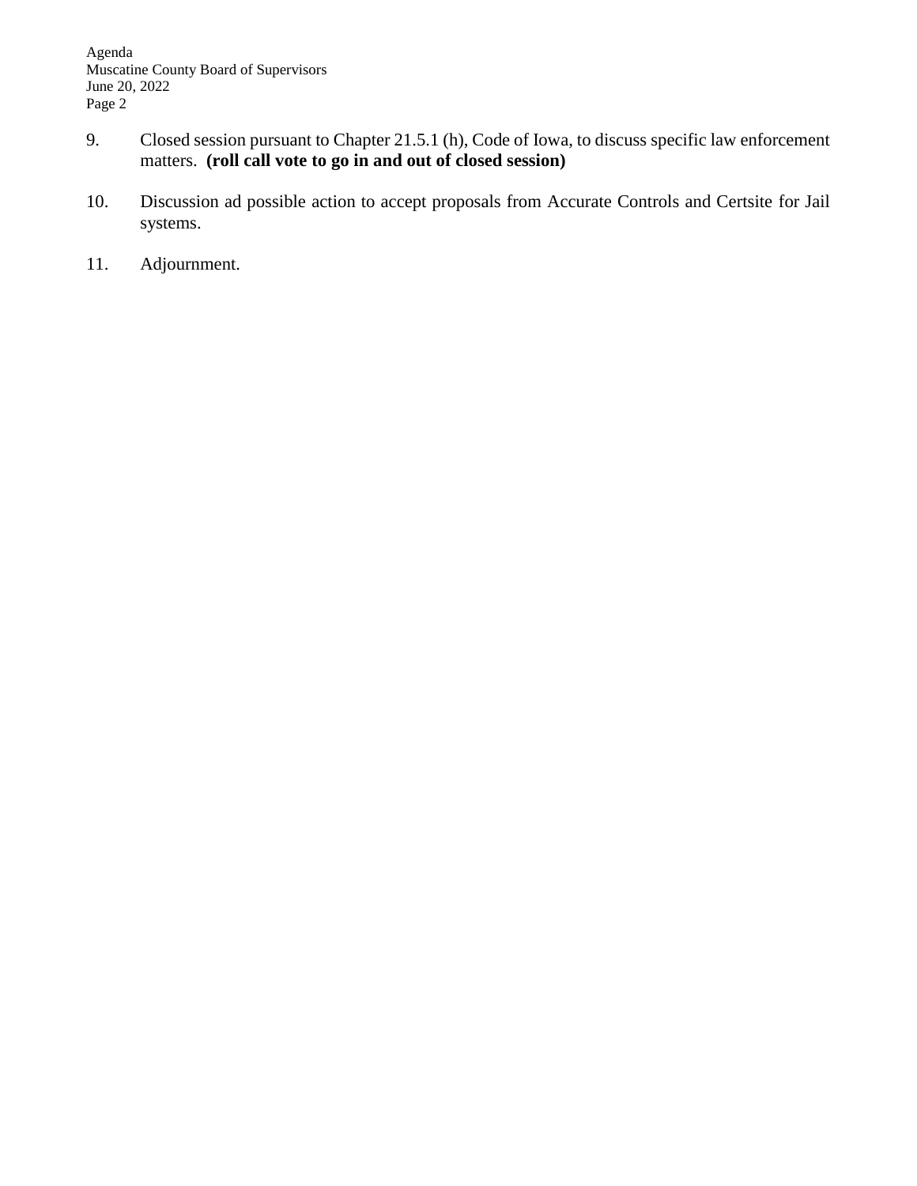9. Closed session pursuant to Chapter 21.5.1 (h), Code of Iowa, to discuss specific law enforcement matters. **(roll call vote to go in and out of closed session)**

10. Discussion ad possible action to accept proposals from Accurate Controls and Certsite for Jail systems.

11. Adjournment.